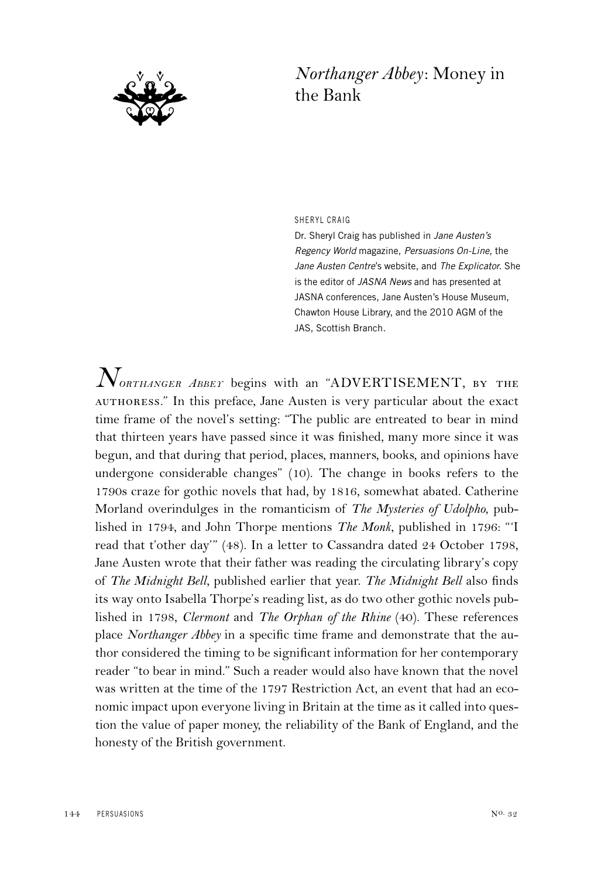# *Northanger Abbey*: Money in the Bank

SHERYL CRAIG

Dr. Sheryl Craig has published in *Jane Austen's Regency World* magazine, *Persuasions On-Line*, the *Jane Austen Centre*'s website, and *The Explicator*. She is the editor of *JASNA News* and has presented at JASNA conferences, Jane Austen's House Museum, Chawton House Library, and the 2010 AGM of the JAS, Scottish Branch.

*Northanger Abbey* begins with an "ADVERTISEMENT, by the authoress." In this preface, Jane Austen is very particular about the exact time frame of the novel's setting: "The public are entreated to bear in mind that thirteen years have passed since it was finished, many more since it was begun, and that during that period, places, manners, books, and opinions have undergone considerable changes" (10). The change in books refers to the 1790s craze for gothic novels that had, by 1816, somewhat abated. Catherine Morland overindulges in the romanticism of *The Mysteries of Udolpho*, published in 1794, and John Thorpe mentions *The Monk*, published in 1796: "'I read that t'other day'" (48). In a letter to Cassandra dated 24 October 1798, Jane Austen wrote that their father was reading the circulating library's copy of *The Midnight Bell*, published earlier that year. *The Midnight Bell* also finds its way onto Isabella Thorpe's reading list, as do two other gothic novels published in 1798, *Clermont* and *The Orphan of the Rhine* (40). These references place *Northanger Abbey* in a specific time frame and demonstrate that the author considered the timing to be significant information for her contemporary reader "to bear in mind." Such a reader would also have known that the novel was written at the time of the 1797 Restriction Act, an event that had an economic impact upon everyone living in Britain at the time as it called into question the value of paper money, the reliability of the Bank of England, and the honesty of the British government.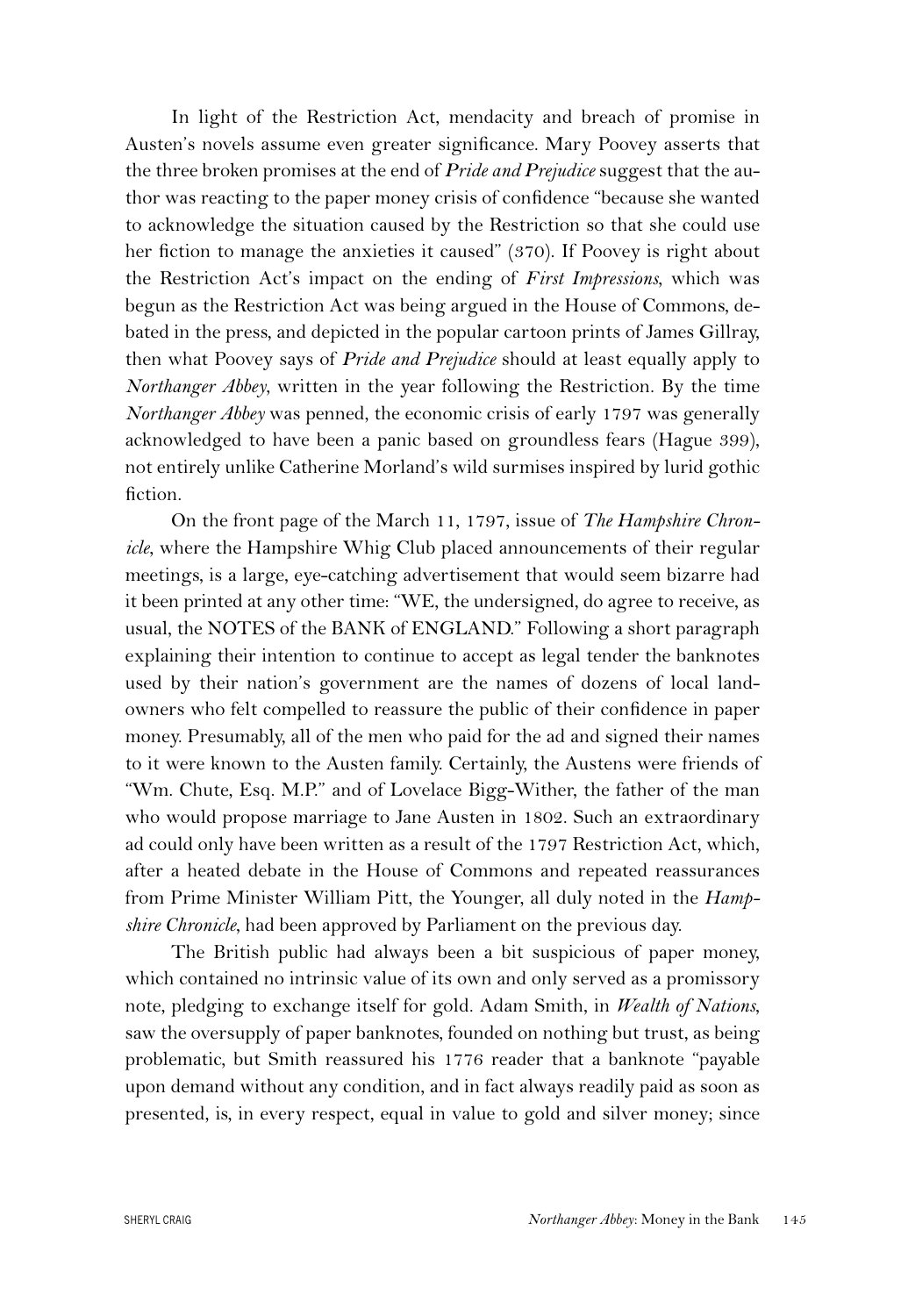In light of the Restriction Act, mendacity and breach of promise in Austen's novels assume even greater significance. Mary Poovey asserts that the three broken promises at the end of *Pride and Prejudice* suggest that the author was reacting to the paper money crisis of confidence "because she wanted to acknowledge the situation caused by the Restriction so that she could use her fiction to manage the anxieties it caused" (370). If Poovey is right about the Restriction Act's impact on the ending of *First Impressions*, which was begun as the Restriction Act was being argued in the House of Commons, debated in the press, and depicted in the popular cartoon prints of James Gillray, then what Poovey says of *Pride and Prejudice* should at least equally apply to *Northanger Abbey*, written in the year following the Restriction. By the time *Northanger Abbey* was penned, the economic crisis of early 1797 was generally acknowledged to have been a panic based on groundless fears (Hague 399), not entirely unlike Catherine Morland's wild surmises inspired by lurid gothic fiction.

On the front page of the March 11, 1797, issue of *The Hampshire Chronicle*, where the Hampshire Whig Club placed announcements of their regular meetings, is a large, eye-catching advertisement that would seem bizarre had it been printed at any other time: "WE, the undersigned, do agree to receive, as usual, the NOTES of the BANK of ENGLAND." Following a short paragraph explaining their intention to continue to accept as legal tender the banknotes used by their nation's government are the names of dozens of local landowners who felt compelled to reassure the public of their confidence in paper money. Presumably, all of the men who paid for the ad and signed their names to it were known to the Austen family. Certainly, the Austens were friends of "Wm. Chute, Esq. M.P." and of Lovelace Bigg-Wither, the father of the man who would propose marriage to Jane Austen in 1802. Such an extraordinary ad could only have been written as a result of the 1797 Restriction Act, which, after a heated debate in the House of Commons and repeated reassurances from Prime Minister William Pitt, the Younger, all duly noted in the *Hampshire Chronicle*, had been approved by Parliament on the previous day.

The British public had always been a bit suspicious of paper money, which contained no intrinsic value of its own and only served as a promissory note, pledging to exchange itself for gold. Adam Smith, in *Wealth of Nations*, saw the oversupply of paper banknotes, founded on nothing but trust, as being problematic, but Smith reassured his 1776 reader that a banknote "payable upon demand without any condition, and in fact always readily paid as soon as presented, is, in every respect, equal in value to gold and silver money; since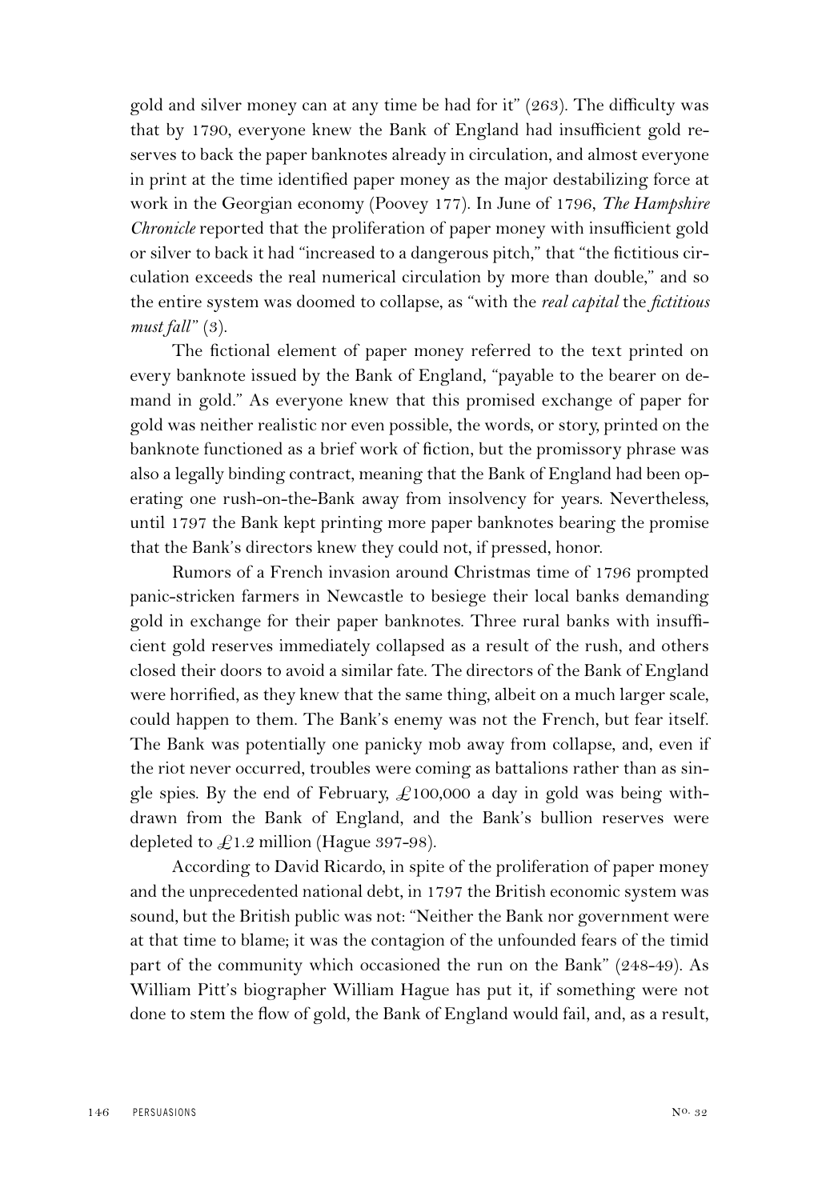gold and silver money can at any time be had for it" (263). The difficulty was that by 1790, everyone knew the Bank of England had insufficient gold reserves to back the paper banknotes already in circulation, and almost everyone in print at the time identified paper money as the major destabilizing force at work in the Georgian economy (Poovey 177). In June of 1796, *The Hampshire Chronicle* reported that the proliferation of paper money with insufficient gold or silver to back it had "increased to a dangerous pitch," that "the fictitious circulation exceeds the real numerical circulation by more than double," and so the entire system was doomed to collapse, as "with the *real capital* the *fictitious must fall*" (3).

The fictional element of paper money referred to the text printed on every banknote issued by the Bank of England, "payable to the bearer on demand in gold." As everyone knew that this promised exchange of paper for gold was neither realistic nor even possible, the words, or story, printed on the banknote functioned as a brief work of fiction, but the promissory phrase was also a legally binding contract, meaning that the Bank of England had been operating one rush-on-the-Bank away from insolvency for years. Nevertheless, until 1797 the Bank kept printing more paper banknotes bearing the promise that the Bank's directors knew they could not, if pressed, honor.

Rumors of a French invasion around Christmas time of 1796 prompted panic-stricken farmers in Newcastle to besiege their local banks demanding gold in exchange for their paper banknotes. Three rural banks with insufficient gold reserves immediately collapsed as a result of the rush, and others closed their doors to avoid a similar fate. The directors of the Bank of England were horrified, as they knew that the same thing, albeit on a much larger scale, could happen to them. The Bank's enemy was not the French, but fear itself. The Bank was potentially one panicky mob away from collapse, and, even if the riot never occurred, troubles were coming as battalions rather than as single spies. By the end of February, £100,000 a day in gold was being withdrawn from the Bank of England, and the Bank's bullion reserves were depleted to £1.2 million (Hague 397-98).

According to David Ricardo, in spite of the proliferation of paper money and the unprecedented national debt, in 1797 the British economic system was sound, but the British public was not: "Neither the Bank nor government were at that time to blame; it was the contagion of the unfounded fears of the timid part of the community which occasioned the run on the Bank" (248-49). As William Pitt's biographer William Hague has put it, if something were not done to stem the flow of gold, the Bank of England would fail, and, as a result,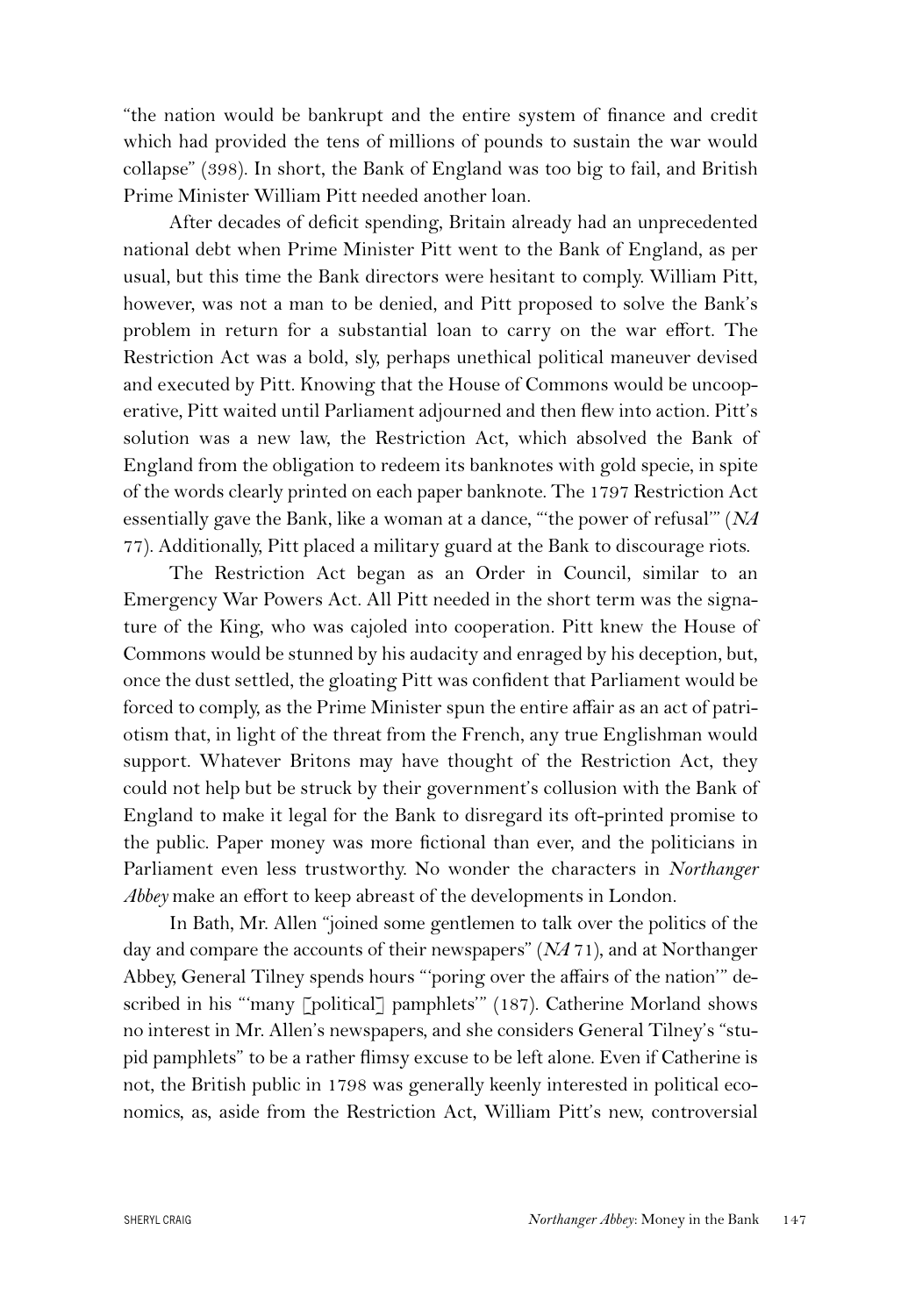"the nation would be bankrupt and the entire system of finance and credit which had provided the tens of millions of pounds to sustain the war would collapse" (398). In short, the Bank of England was too big to fail, and British Prime Minister William Pitt needed another loan.

After decades of deficit spending, Britain already had an unprecedented national debt when Prime Minister Pitt went to the Bank of England, as per usual, but this time the Bank directors were hesitant to comply. William Pitt, however, was not a man to be denied, and Pitt proposed to solve the Bank's problem in return for a substantial loan to carry on the war effort. The Restriction Act was a bold, sly, perhaps unethical political maneuver devised and executed by Pitt. Knowing that the House of Commons would be uncooperative, Pitt waited until Parliament adjourned and then flew into action. Pitt's solution was a new law, the Restriction Act, which absolved the Bank of England from the obligation to redeem its banknotes with gold specie, in spite of the words clearly printed on each paper banknote. The 1797 Restriction Act essentially gave the Bank, like a woman at a dance, "'the power of refusal'" (*NA* 77). Additionally, Pitt placed a military guard at the Bank to discourage riots.

The Restriction Act began as an Order in Council, similar to an Emergency War Powers Act. All Pitt needed in the short term was the signature of the King, who was cajoled into cooperation. Pitt knew the House of Commons would be stunned by his audacity and enraged by his deception, but, once the dust settled, the gloating Pitt was confident that Parliament would be forced to comply, as the Prime Minister spun the entire affair as an act of patriotism that, in light of the threat from the French, any true Englishman would support. Whatever Britons may have thought of the Restriction Act, they could not help but be struck by their government's collusion with the Bank of England to make it legal for the Bank to disregard its oft-printed promise to the public. Paper money was more fictional than ever, and the politicians in Parliament even less trustworthy. No wonder the characters in *Northanger Abbey* make an effort to keep abreast of the developments in London.

In Bath, Mr. Allen "joined some gentlemen to talk over the politics of the day and compare the accounts of their newspapers" (*NA* 71), and at Northanger Abbey, General Tilney spends hours "'poring over the affairs of the nation'" described in his "'many [political] pamphlets'" (187). Catherine Morland shows no interest in Mr. Allen's newspapers, and she considers General Tilney's "stupid pamphlets" to be a rather flimsy excuse to be left alone. Even if Catherine is not, the British public in 1798 was generally keenly interested in political economics, as, aside from the Restriction Act, William Pitt's new, controversial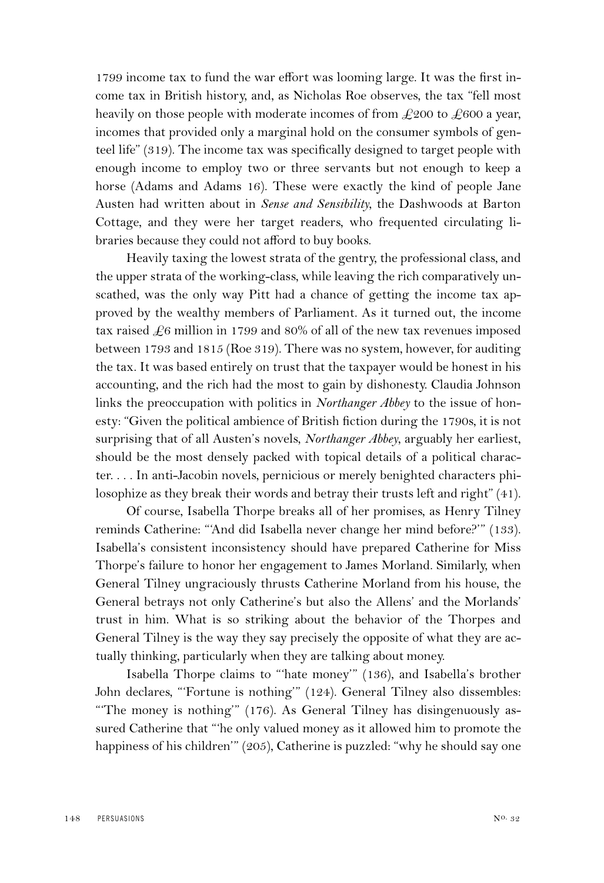1799 income tax to fund the war effort was looming large. It was the first income tax in British history, and, as Nicholas Roe observes, the tax "fell most heavily on those people with moderate incomes of from £200 to £600 a year, incomes that provided only a marginal hold on the consumer symbols of genteel life" (319). The income tax was specifically designed to target people with enough income to employ two or three servants but not enough to keep a horse (Adams and Adams 16). These were exactly the kind of people Jane Austen had written about in *Sense and Sensibility*, the Dashwoods at Barton Cottage, and they were her target readers, who frequented circulating libraries because they could not afford to buy books.

Heavily taxing the lowest strata of the gentry, the professional class, and the upper strata of the working-class, while leaving the rich comparatively unscathed, was the only way Pitt had a chance of getting the income tax approved by the wealthy members of Parliament. As it turned out, the income tax raised £6 million in 1799 and 80% of all of the new tax revenues imposed between 1793 and 1815 (Roe 319). There was no system, however, for auditing the tax. It was based entirely on trust that the taxpayer would be honest in his accounting, and the rich had the most to gain by dishonesty. Claudia Johnson links the preoccupation with politics in *Northanger Abbey* to the issue of honesty: "Given the political ambience of British fiction during the 1790s, it is not surprising that of all Austen's novels, *Northanger Abbey*, arguably her earliest, should be the most densely packed with topical details of a political character. . . . In anti-Jacobin novels, pernicious or merely benighted characters philosophize as they break their words and betray their trusts left and right" (41).

Of course, Isabella Thorpe breaks all of her promises, as Henry Tilney reminds Catherine: "'And did Isabella never change her mind before?'" (133). Isabella's consistent inconsistency should have prepared Catherine for Miss Thorpe's failure to honor her engagement to James Morland. Similarly, when General Tilney ungraciously thrusts Catherine Morland from his house, the General betrays not only Catherine's but also the Allens' and the Morlands' trust in him. What is so striking about the behavior of the Thorpes and General Tilney is the way they say precisely the opposite of what they are actually thinking, particularly when they are talking about money.

Isabella Thorpe claims to "'hate money'" (136), and Isabella's brother John declares, "'Fortune is nothing'" (124). General Tilney also dissembles: "'The money is nothing'" (176). As General Tilney has disingenuously assured Catherine that "'he only valued money as it allowed him to promote the happiness of his children'" (205), Catherine is puzzled: "why he should say one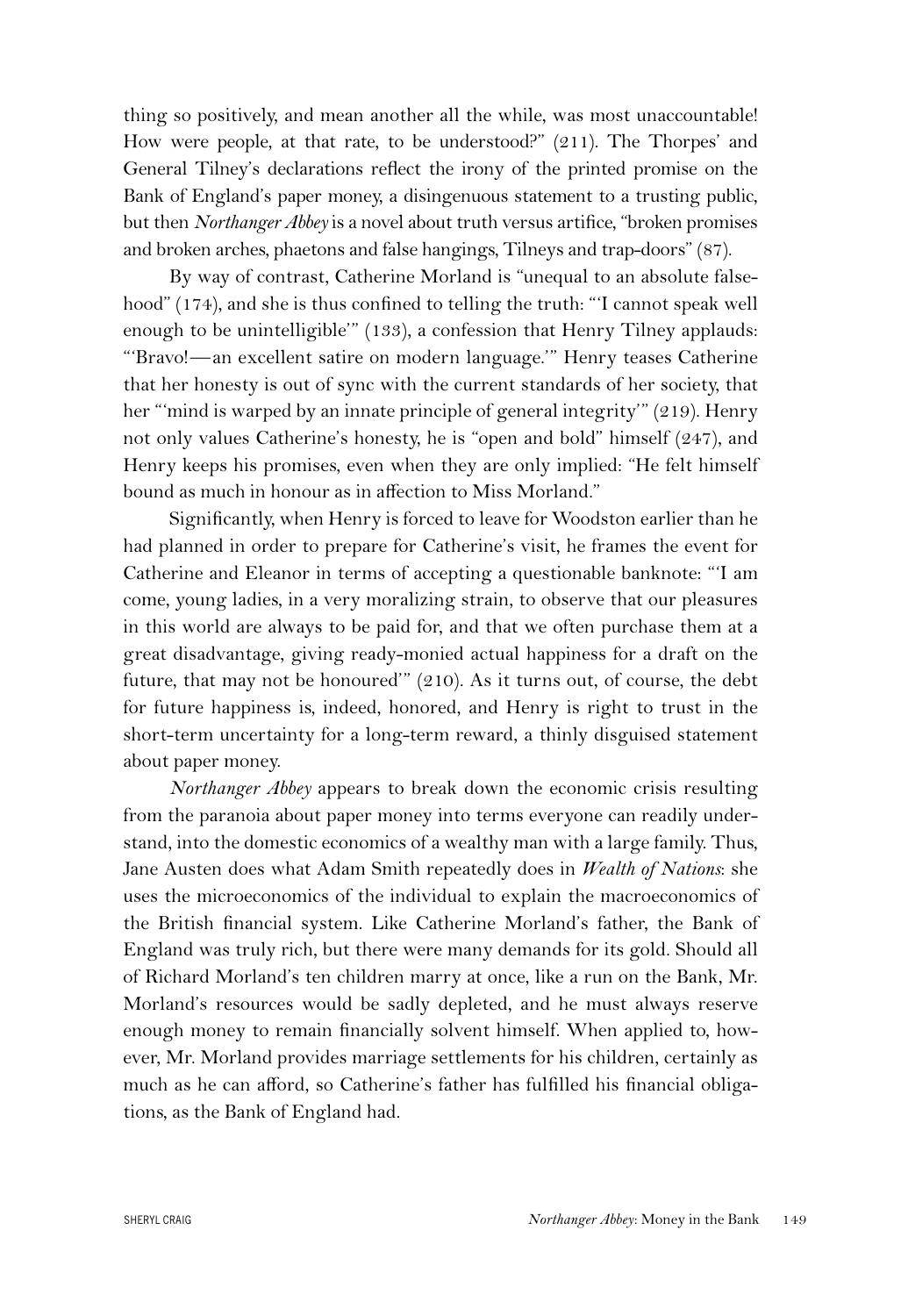thing so positively, and mean another all the while, was most unaccountable! How were people, at that rate, to be understood?" (211). The Thorpes' and General Tilney's declarations reflect the irony of the printed promise on the Bank of England's paper money, a disingenuous statement to a trusting public, but then *Northanger Abbey* is a novel about truth versus artifice, "broken promises and broken arches, phaetons and false hangings, Tilneys and trap-doors" (87).

By way of contrast, Catherine Morland is "unequal to an absolute falsehood" (174), and she is thus confined to telling the truth: "'I cannot speak well enough to be unintelligible'" (133), a confession that Henry Tilney applauds: "'Bravo!—an excellent satire on modern language.'" Henry teases Catherine that her honesty is out of sync with the current standards of her society, that her "'mind is warped by an innate principle of general integrity'" (219). Henry not only values Catherine's honesty, he is "open and bold" himself (247), and Henry keeps his promises, even when they are only implied: "He felt himself bound as much in honour as in affection to Miss Morland."

Significantly, when Henry is forced to leave for Woodston earlier than he had planned in order to prepare for Catherine's visit, he frames the event for Catherine and Eleanor in terms of accepting a questionable banknote: "'I am come, young ladies, in a very moralizing strain, to observe that our pleasures in this world are always to be paid for, and that we often purchase them at a great disadvantage, giving ready-monied actual happiness for a draft on the future, that may not be honoured'" (210). As it turns out, of course, the debt for future happiness is, indeed, honored, and Henry is right to trust in the short-term uncertainty for a long-term reward, a thinly disguised statement about paper money.

*Northanger Abbey* appears to break down the economic crisis resulting from the paranoia about paper money into terms everyone can readily understand, into the domestic economics of a wealthy man with a large family. Thus, Jane Austen does what Adam Smith repeatedly does in *Wealth of Nations*: she uses the microeconomics of the individual to explain the macroeconomics of the British financial system. Like Catherine Morland's father, the Bank of England was truly rich, but there were many demands for its gold. Should all of Richard Morland's ten children marry at once, like a run on the Bank, Mr. Morland's resources would be sadly depleted, and he must always reserve enough money to remain financially solvent himself. When applied to, however, Mr. Morland provides marriage settlements for his children, certainly as much as he can afford, so Catherine's father has fulfilled his financial obligations, as the Bank of England had.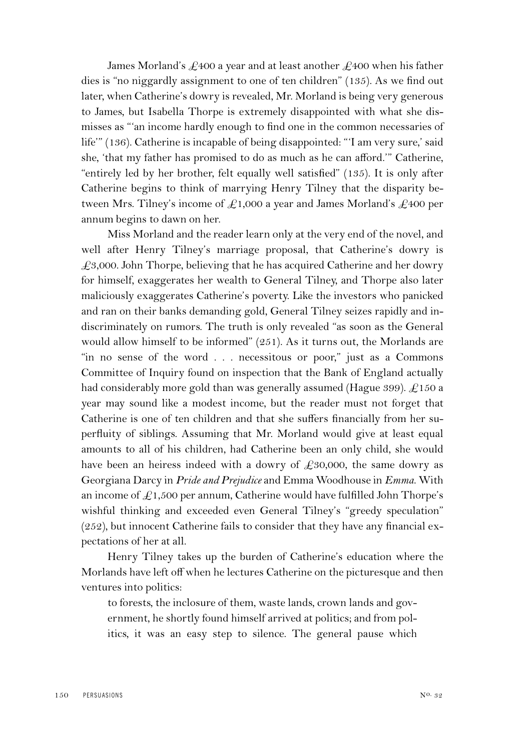James Morland's £400 a year and at least another £400 when his father dies is "no niggardly assignment to one of ten children" (135). As we find out later, when Catherine's dowry is revealed, Mr. Morland is being very generous to James, but Isabella Thorpe is extremely disappointed with what she dismisses as "'an income hardly enough to find one in the common necessaries of life'" (136). Catherine is incapable of being disappointed: "'I am very sure,' said she, 'that my father has promised to do as much as he can afford.'" Catherine, "entirely led by her brother, felt equally well satisfied" (135). It is only after Catherine begins to think of marrying Henry Tilney that the disparity between Mrs. Tilney's income of £1,000 a year and James Morland's £400 per annum begins to dawn on her.

Miss Morland and the reader learn only at the very end of the novel, and well after Henry Tilney's marriage proposal, that Catherine's dowry is £3,000. John Thorpe, believing that he has acquired Catherine and her dowry for himself, exaggerates her wealth to General Tilney, and Thorpe also later maliciously exaggerates Catherine's poverty. Like the investors who panicked and ran on their banks demanding gold, General Tilney seizes rapidly and indiscriminately on rumors. The truth is only revealed "as soon as the General would allow himself to be informed" (251). As it turns out, the Morlands are "in no sense of the word . . . necessitous or poor," just as a Commons Committee of Inquiry found on inspection that the Bank of England actually had considerably more gold than was generally assumed (Hague 399). £150 a year may sound like a modest income, but the reader must not forget that Catherine is one of ten children and that she suffers financially from her superfluity of siblings. Assuming that Mr. Morland would give at least equal amounts to all of his children, had Catherine been an only child, she would have been an heiress indeed with a dowry of £30,000, the same dowry as Georgiana Darcy in *Pride and Prejudice* and Emma Woodhouse in *Emma*. With an income of £1,500 per annum, Catherine would have fulfilled John Thorpe's wishful thinking and exceeded even General Tilney's "greedy speculation" (252), but innocent Catherine fails to consider that they have any financial expectations of her at all.

Henry Tilney takes up the burden of Catherine's education where the Morlands have left off when he lectures Catherine on the picturesque and then ventures into politics:

> to forests, the inclosure of them, waste lands, crown lands and government, he shortly found himself arrived at politics; and from politics, it was an easy step to silence. The general pause which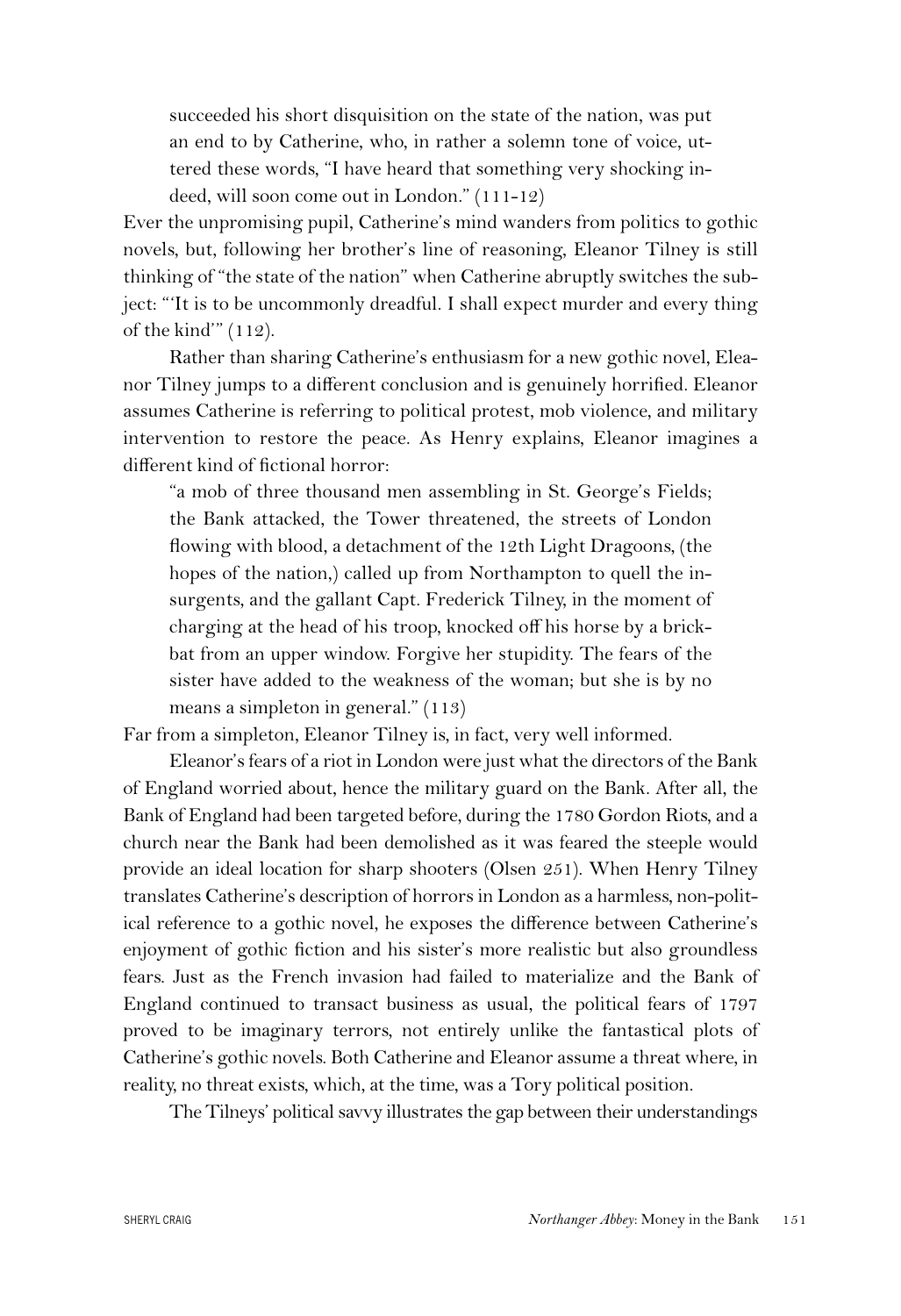> succeeded his short disquisition on the state of the nation, was put an end to by Catherine, who, in rather a solemn tone of voice, uttered these words, "I have heard that something very shocking indeed, will soon come out in London." (111-12)

Ever the unpromising pupil, Catherine's mind wanders from politics to gothic novels, but, following her brother's line of reasoning, Eleanor Tilney is still thinking of "the state of the nation" when Catherine abruptly switches the subject: "'It is to be uncommonly dreadful. I shall expect murder and every thing of the kind'" (112).

Rather than sharing Catherine's enthusiasm for a new gothic novel, Eleanor Tilney jumps to a different conclusion and is genuinely horrified. Eleanor assumes Catherine is referring to political protest, mob violence, and military intervention to restore the peace. As Henry explains, Eleanor imagines a different kind of fictional horror:

> "a mob of three thousand men assembling in St. George's Fields; the Bank attacked, the Tower threatened, the streets of London flowing with blood, a detachment of the 12th Light Dragoons, (the hopes of the nation,) called up from Northampton to quell the insurgents, and the gallant Capt. Frederick Tilney, in the moment of charging at the head of his troop, knocked off his horse by a brickbat from an upper window. Forgive her stupidity. The fears of the sister have added to the weakness of the woman; but she is by no means a simpleton in general." (113)

Far from a simpleton, Eleanor Tilney is, in fact, very well informed.

Eleanor's fears of a riot in London were just what the directors of the Bank of England worried about, hence the military guard on the Bank. After all, the Bank of England had been targeted before, during the 1780 Gordon Riots, and a church near the Bank had been demolished as it was feared the steeple would provide an ideal location for sharp shooters (Olsen 251). When Henry Tilney translates Catherine's description of horrors in London as a harmless, non-political reference to a gothic novel, he exposes the difference between Catherine's enjoyment of gothic fiction and his sister's more realistic but also groundless fears. Just as the French invasion had failed to materialize and the Bank of England continued to transact business as usual, the political fears of 1797 proved to be imaginary terrors, not entirely unlike the fantastical plots of Catherine's gothic novels. Both Catherine and Eleanor assume a threat where, in reality, no threat exists, which, at the time, was a Tory political position.

The Tilneys' political savvy illustrates the gap between their understandings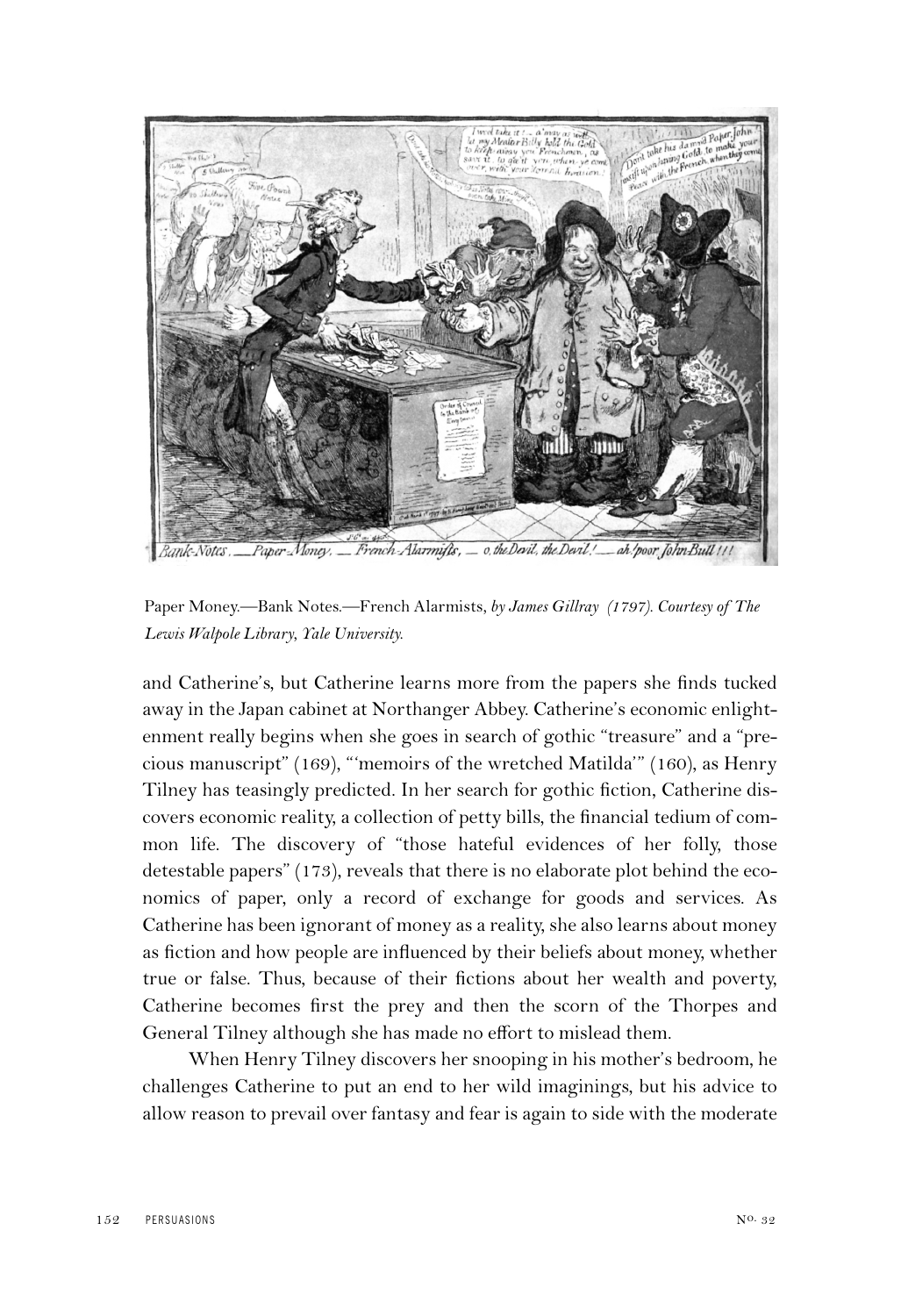Paper Money.—Bank Notes.—French Alarmists, *by James Gillray (1797). Courtesy of The Lewis Walpole Library, Yale University.*

and Catherine's, but Catherine learns more from the papers she finds tucked away in the Japan cabinet at Northanger Abbey. Catherine's economic enlightenment really begins when she goes in search of gothic "treasure" and a "precious manuscript" (169), "'memoirs of the wretched Matilda'" (160), as Henry Tilney has teasingly predicted. In her search for gothic fiction, Catherine discovers economic reality, a collection of petty bills, the financial tedium of common life. The discovery of "those hateful evidences of her folly, those detestable papers" (173), reveals that there is no elaborate plot behind the economics of paper, only a record of exchange for goods and services. As Catherine has been ignorant of money as a reality, she also learns about money as fiction and how people are influenced by their beliefs about money, whether true or false. Thus, because of their fictions about her wealth and poverty, Catherine becomes first the prey and then the scorn of the Thorpes and General Tilney although she has made no effort to mislead them.

When Henry Tilney discovers her snooping in his mother's bedroom, he challenges Catherine to put an end to her wild imaginings, but his advice to allow reason to prevail over fantasy and fear is again to side with the moderate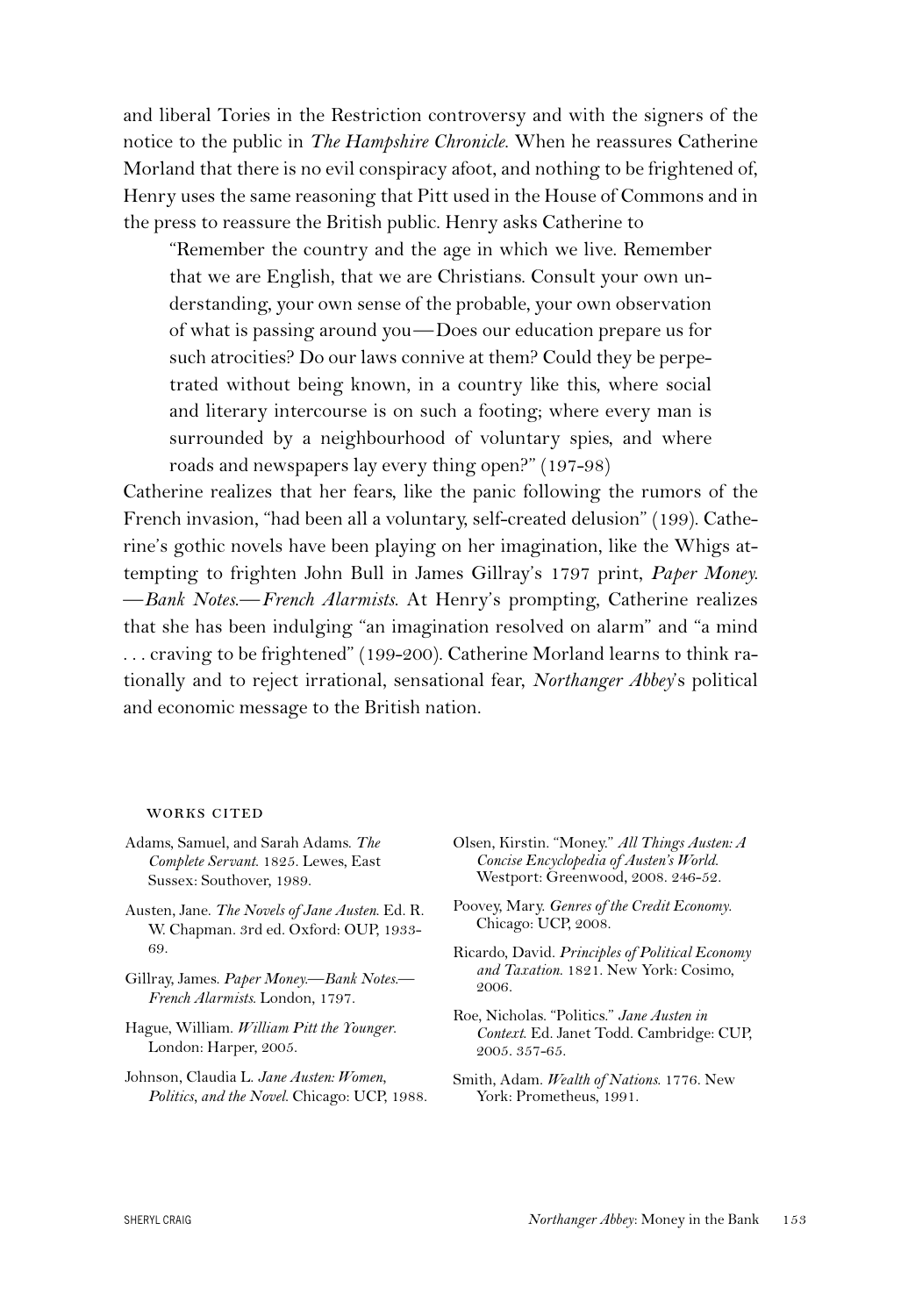and liberal Tories in the Restriction controversy and with the signers of the notice to the public in *The Hampshire Chronicle*. When he reassures Catherine Morland that there is no evil conspiracy afoot, and nothing to be frightened of, Henry uses the same reasoning that Pitt used in the House of Commons and in the press to reassure the British public. Henry asks Catherine to

> "Remember the country and the age in which we live. Remember that we are English, that we are Christians. Consult your own understanding, your own sense of the probable, your own observation of what is passing around you—Does our education prepare us for such atrocities? Do our laws connive at them? Could they be perpetrated without being known, in a country like this, where social and literary intercourse is on such a footing; where every man is surrounded by a neighbourhood of voluntary spies, and where roads and newspapers lay every thing open?" (197-98)

Catherine realizes that her fears, like the panic following the rumors of the French invasion, "had been all a voluntary, self-created delusion" (199). Catherine's gothic novels have been playing on her imagination, like the Whigs attempting to frighten John Bull in James Gillray's 1797 print, *Paper Money.—Bank Notes.—French Alarmists*. At Henry's prompting, Catherine realizes that she has been indulging "an imagination resolved on alarm" and "a mind . . . craving to be frightened" (199-200). Catherine Morland learns to think rationally and to reject irrational, sensational fear, *Northanger Abbey*'s political and economic message to the British nation.

## WORKS CITED

Adams, Samuel, and Sarah Adams. *The Complete Servant*. 1825. Lewes, East Sussex: Southover, 1989.

Austen, Jane. *The Novels of Jane Austen*. Ed. R. W. Chapman. 3rd ed. Oxford: OUP, 1933-69.

Gillray, James. *Paper Money.—Bank Notes.—French Alarmists*. London, 1797.

Hague, William. *William Pitt the Younger*. London: Harper, 2005.

Johnson, Claudia L. *Jane Austen: Women, Politics, and the Novel*. Chicago: UCP, 1988.

Olsen, Kirstin. "Money." *All Things Austen: A Concise Encyclopedia of Austen's World*. Westport: Greenwood, 2008. 246-52.

Poovey, Mary. *Genres of the Credit Economy*. Chicago: UCP, 2008.

Ricardo, David. *Principles of Political Economy and Taxation*. 1821. New York: Cosimo, 2006.

Roe, Nicholas. "Politics." *Jane Austen in Context*. Ed. Janet Todd. Cambridge: CUP, 2005. 357-65.

Smith, Adam. *Wealth of Nations*. 1776. New York: Prometheus, 1991.